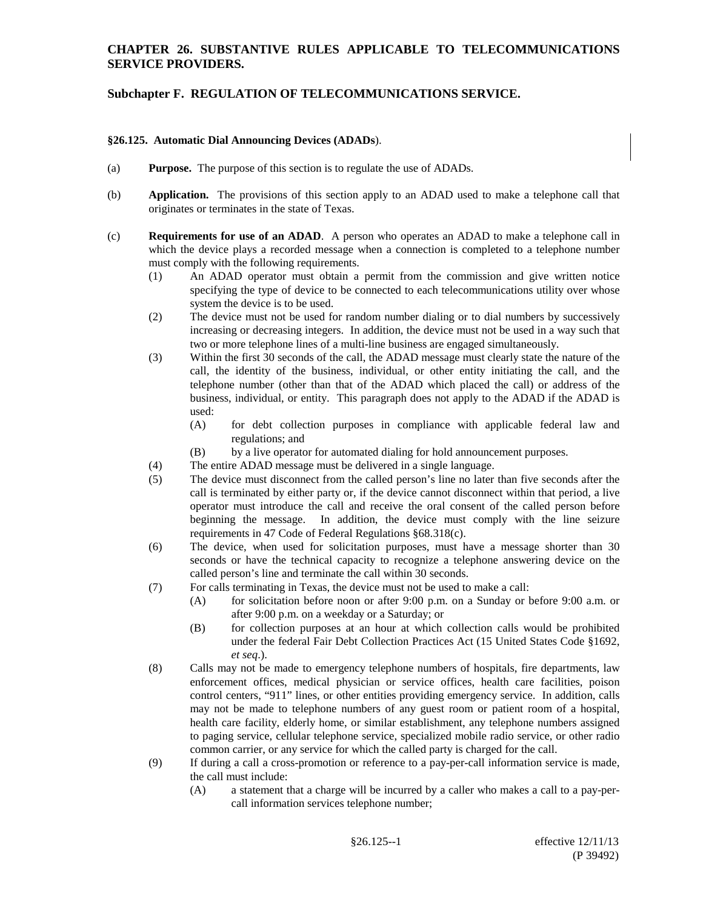# CHAPTER 26. SUBSTANTIVE RULES APPLICABLE TO TELECOMMUNICATIONS SERVICE PROVIDERS.

## Subchapter F. REGULATION OF TELECOMMUNICATIONS SERVICE.

### §26.125. Automatic Dial Announcing Devices (ADADs).

(a) **Purpose.** The purpose of this section is to regulate the use of ADADs.

(b) **Application.** The provisions of this section apply to an ADAD used to make a telephone call that originates or terminates in the state of Texas.

(c) **Requirements for use of an ADAD**. A person who operates an ADAD to make a telephone call in which the device plays a recorded message when a connection is completed to a telephone number must comply with the following requirements.

- (1) An ADAD operator must obtain a permit from the commission and give written notice specifying the type of device to be connected to each telecommunications utility over whose system the device is to be used.
- (2) The device must not be used for random number dialing or to dial numbers by successively increasing or decreasing integers. In addition, the device must not be used in a way such that two or more telephone lines of a multi-line business are engaged simultaneously.
- (3) Within the first 30 seconds of the call, the ADAD message must clearly state the nature of the call, the identity of the business, individual, or other entity initiating the call, and the telephone number (other than that of the ADAD which placed the call) or address of the business, individual, or entity. This paragraph does not apply to the ADAD if the ADAD is used:
  - (A) for debt collection purposes in compliance with applicable federal law and regulations; and
  - (B) by a live operator for automated dialing for hold announcement purposes.
- (4) The entire ADAD message must be delivered in a single language.
- (5) The device must disconnect from the called person's line no later than five seconds after the call is terminated by either party or, if the device cannot disconnect within that period, a live operator must introduce the call and receive the oral consent of the called person before beginning the message. In addition, the device must comply with the line seizure requirements in 47 Code of Federal Regulations §68.318(c).
- (6) The device, when used for solicitation purposes, must have a message shorter than 30 seconds or have the technical capacity to recognize a telephone answering device on the called person's line and terminate the call within 30 seconds.
- (7) For calls terminating in Texas, the device must not be used to make a call:
  - (A) for solicitation before noon or after 9:00 p.m. on a Sunday or before 9:00 a.m. or after 9:00 p.m. on a weekday or a Saturday; or
  - (B) for collection purposes at an hour at which collection calls would be prohibited under the federal Fair Debt Collection Practices Act (15 United States Code §1692, *et seq*.).
- (8) Calls may not be made to emergency telephone numbers of hospitals, fire departments, law enforcement offices, medical physician or service offices, health care facilities, poison control centers, "911" lines, or other entities providing emergency service. In addition, calls may not be made to telephone numbers of any guest room or patient room of a hospital, health care facility, elderly home, or similar establishment, any telephone numbers assigned to paging service, cellular telephone service, specialized mobile radio service, or other radio common carrier, or any service for which the called party is charged for the call.
- (9) If during a call a cross-promotion or reference to a pay-per-call information service is made, the call must include:
  - (A) a statement that a charge will be incurred by a caller who makes a call to a pay-per-call information services telephone number;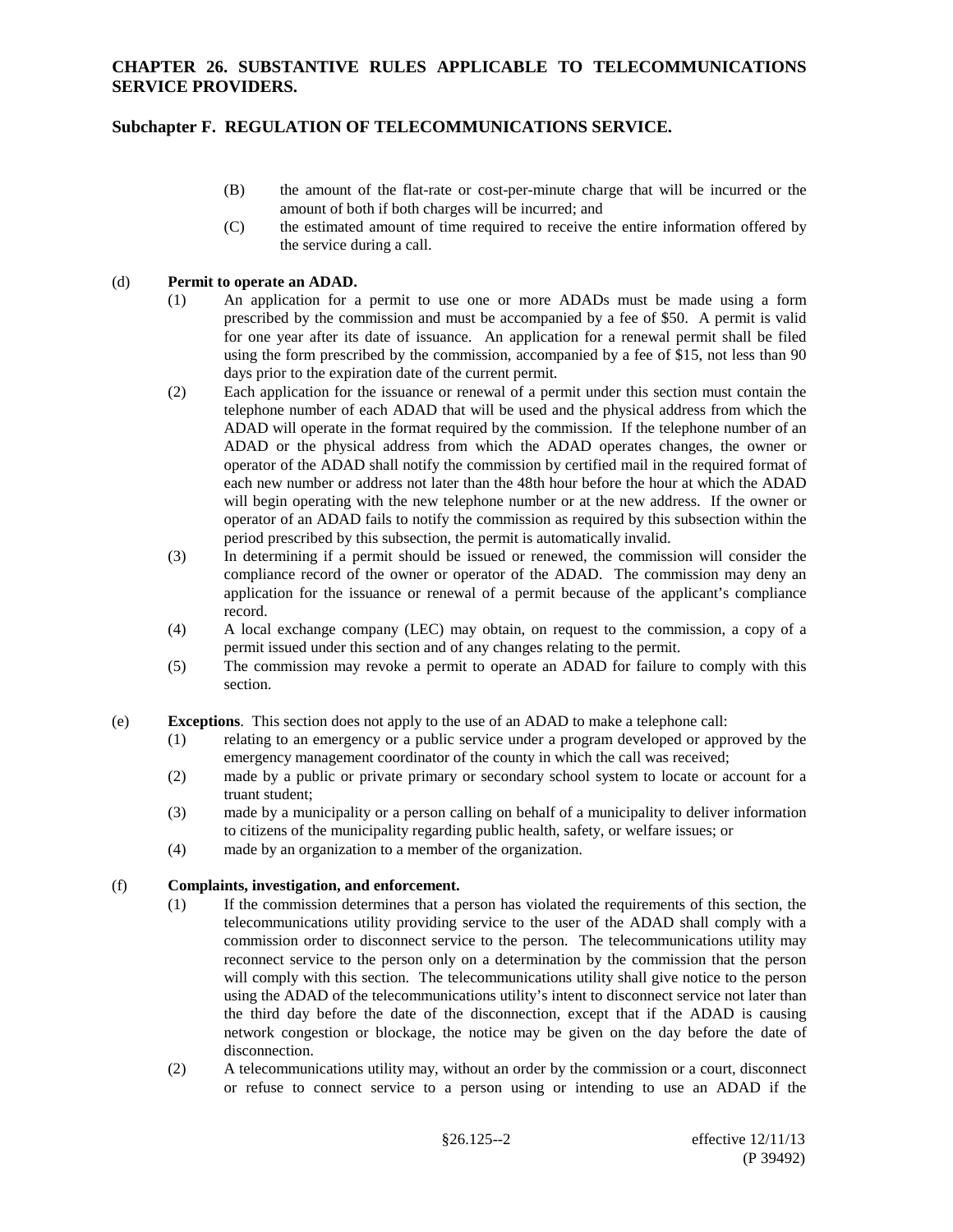(B) the amount of the flat-rate or cost-per-minute charge that will be incurred or the amount of both if both charges will be incurred; and

(C) the estimated amount of time required to receive the entire information offered by the service during a call.

(d) **Permit to operate an ADAD.**

(1) An application for a permit to use one or more ADADs must be made using a form prescribed by the commission and must be accompanied by a fee of $50. A permit is valid for one year after its date of issuance. An application for a renewal permit shall be filed using the form prescribed by the commission, accompanied by a fee of $15, not less than 90 days prior to the expiration date of the current permit.

(2) Each application for the issuance or renewal of a permit under this section must contain the telephone number of each ADAD that will be used and the physical address from which the ADAD will operate in the format required by the commission. If the telephone number of an ADAD or the physical address from which the ADAD operates changes, the owner or operator of the ADAD shall notify the commission by certified mail in the required format of each new number or address not later than the 48th hour before the hour at which the ADAD will begin operating with the new telephone number or at the new address. If the owner or operator of an ADAD fails to notify the commission as required by this subsection within the period prescribed by this subsection, the permit is automatically invalid.

(3) In determining if a permit should be issued or renewed, the commission will consider the compliance record of the owner or operator of the ADAD. The commission may deny an application for the issuance or renewal of a permit because of the applicant's compliance record.

(4) A local exchange company (LEC) may obtain, on request to the commission, a copy of a permit issued under this section and of any changes relating to the permit.

(5) The commission may revoke a permit to operate an ADAD for failure to comply with this section.

(e) **Exceptions**. This section does not apply to the use of an ADAD to make a telephone call:

(1) relating to an emergency or a public service under a program developed or approved by the emergency management coordinator of the county in which the call was received;

(2) made by a public or private primary or secondary school system to locate or account for a truant student;

(3) made by a municipality or a person calling on behalf of a municipality to deliver information to citizens of the municipality regarding public health, safety, or welfare issues; or

(4) made by an organization to a member of the organization.

(f) **Complaints, investigation, and enforcement.**

(1) If the commission determines that a person has violated the requirements of this section, the telecommunications utility providing service to the user of the ADAD shall comply with a commission order to disconnect service to the person. The telecommunications utility may reconnect service to the person only on a determination by the commission that the person will comply with this section. The telecommunications utility shall give notice to the person using the ADAD of the telecommunications utility's intent to disconnect service not later than the third day before the date of the disconnection, except that if the ADAD is causing network congestion or blockage, the notice may be given on the day before the date of disconnection.

(2) A telecommunications utility may, without an order by the commission or a court, disconnect or refuse to connect service to a person using or intending to use an ADAD if the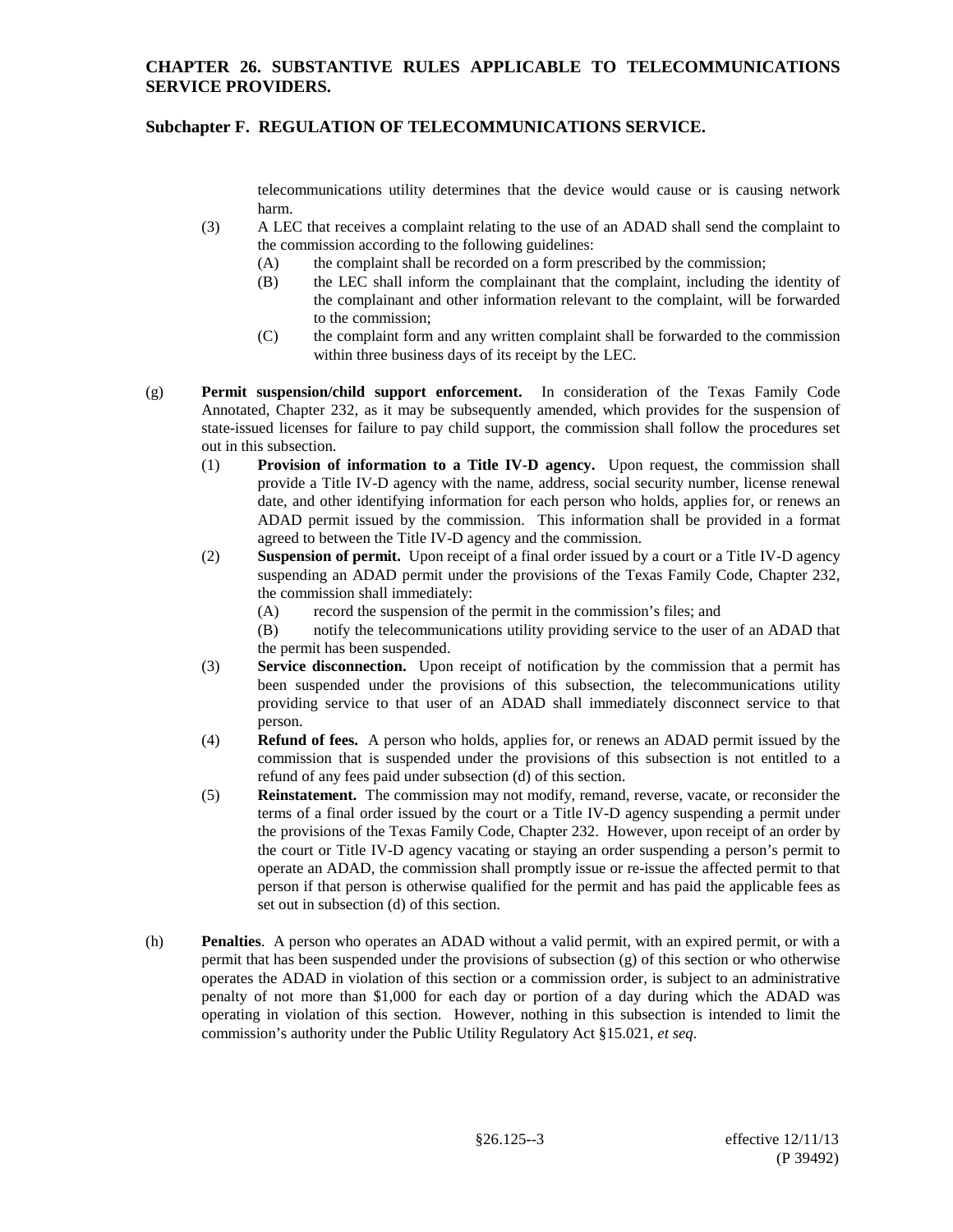telecommunications utility determines that the device would cause or is causing network harm.

(3) A LEC that receives a complaint relating to the use of an ADAD shall send the complaint to the commission according to the following guidelines:

(A) the complaint shall be recorded on a form prescribed by the commission;

(B) the LEC shall inform the complainant that the complaint, including the identity of the complainant and other information relevant to the complaint, will be forwarded to the commission;

(C) the complaint form and any written complaint shall be forwarded to the commission within three business days of its receipt by the LEC.

(g) **Permit suspension/child support enforcement.** In consideration of the Texas Family Code Annotated, Chapter 232, as it may be subsequently amended, which provides for the suspension of state-issued licenses for failure to pay child support, the commission shall follow the procedures set out in this subsection.

(1) **Provision of information to a Title IV-D agency.** Upon request, the commission shall provide a Title IV-D agency with the name, address, social security number, license renewal date, and other identifying information for each person who holds, applies for, or renews an ADAD permit issued by the commission. This information shall be provided in a format agreed to between the Title IV-D agency and the commission.

(2) **Suspension of permit.** Upon receipt of a final order issued by a court or a Title IV-D agency suspending an ADAD permit under the provisions of the Texas Family Code, Chapter 232, the commission shall immediately:

(A) record the suspension of the permit in the commission's files; and

(B) notify the telecommunications utility providing service to the user of an ADAD that the permit has been suspended.

(3) **Service disconnection.** Upon receipt of notification by the commission that a permit has been suspended under the provisions of this subsection, the telecommunications utility providing service to that user of an ADAD shall immediately disconnect service to that person.

(4) **Refund of fees.** A person who holds, applies for, or renews an ADAD permit issued by the commission that is suspended under the provisions of this subsection is not entitled to a refund of any fees paid under subsection (d) of this section.

(5) **Reinstatement.** The commission may not modify, remand, reverse, vacate, or reconsider the terms of a final order issued by the court or a Title IV-D agency suspending a permit under the provisions of the Texas Family Code, Chapter 232. However, upon receipt of an order by the court or Title IV-D agency vacating or staying an order suspending a person's permit to operate an ADAD, the commission shall promptly issue or re-issue the affected permit to that person if that person is otherwise qualified for the permit and has paid the applicable fees as set out in subsection (d) of this section.

(h) **Penalties**. A person who operates an ADAD without a valid permit, with an expired permit, or with a permit that has been suspended under the provisions of subsection (g) of this section or who otherwise operates the ADAD in violation of this section or a commission order, is subject to an administrative penalty of not more than $1,000 for each day or portion of a day during which the ADAD was operating in violation of this section. However, nothing in this subsection is intended to limit the commission's authority under the Public Utility Regulatory Act §15.021, *et seq.*